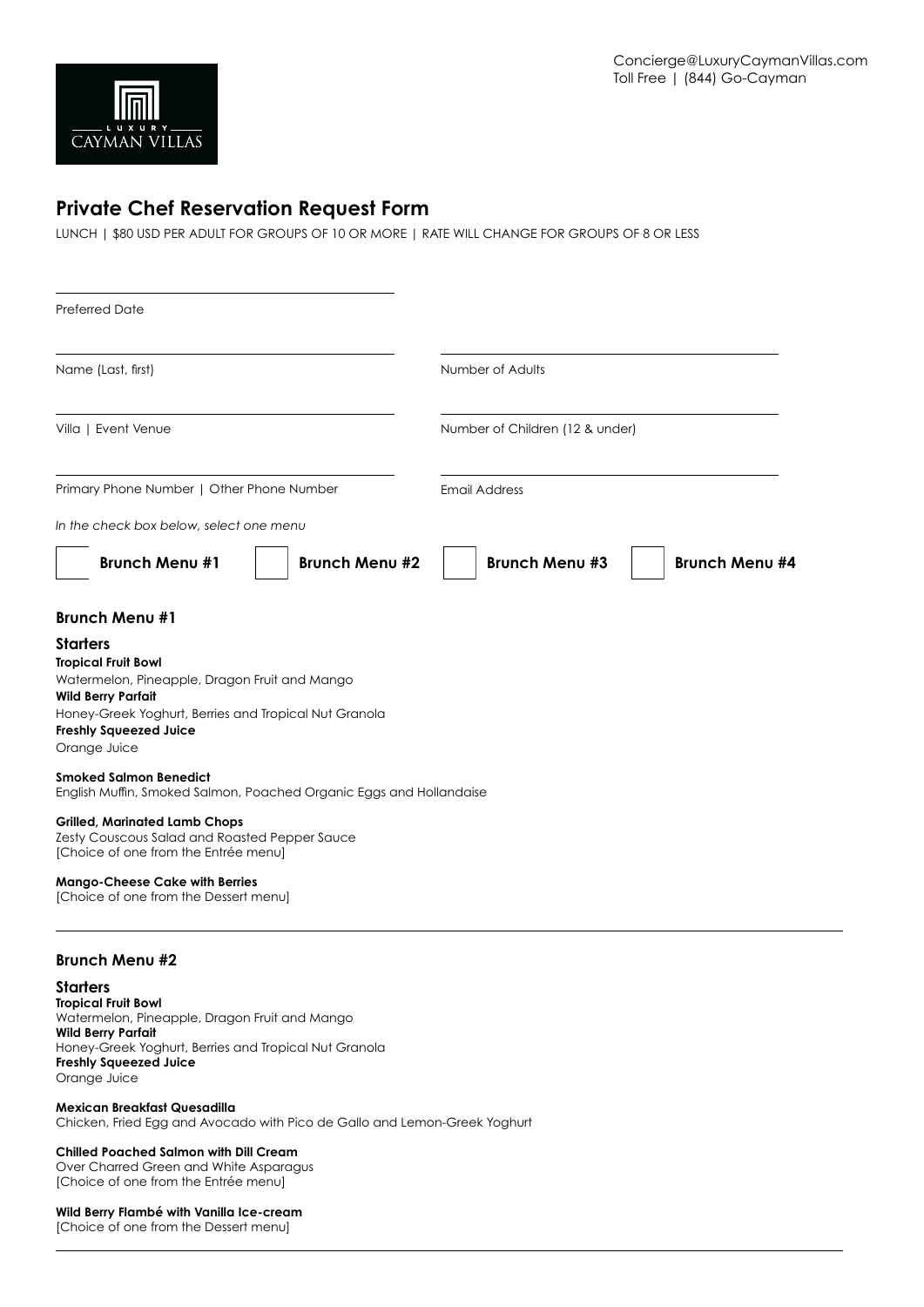LUXURY CAYMAN VILLAS

Concierge@LuxuryCaymanVillas.com
Toll Free | (844) Go-Cayman

# Private Chef Reservation Request Form

LUNCH | $80 USD PER ADULT FOR GROUPS OF 10 OR MORE | RATE WILL CHANGE FOR GROUPS OF 8 OR LESS

Preferred Date: ____________________

Name (Last, first): ____________________

Number of Adults: ____________________

Villa | Event Venue: ____________________

Number of Children (12 & under): ____________________

Primary Phone Number | Other Phone Number: ____________________

Email Address: ____________________

*In the check box below, select one menu*

☐ **Brunch Menu #1** ☐ **Brunch Menu #2** ☐ **Brunch Menu #3** ☐ **Brunch Menu #4**

## Brunch Menu #1

### Starters

**Tropical Fruit Bowl**
Watermelon, Pineapple, Dragon Fruit and Mango
**Wild Berry Parfait**
Honey-Greek Yoghurt, Berries and Tropical Nut Granola
**Freshly Squeezed Juice**
Orange Juice

**Smoked Salmon Benedict**
English Muffin, Smoked Salmon, Poached Organic Eggs and Hollandaise

**Grilled, Marinated Lamb Chops**
Zesty Couscous Salad and Roasted Pepper Sauce
[Choice of one from the Entrée menu]

**Mango-Cheese Cake with Berries**
[Choice of one from the Dessert menu]

---

## Brunch Menu #2

### Starters

**Tropical Fruit Bowl**
Watermelon, Pineapple, Dragon Fruit and Mango
**Wild Berry Parfait**
Honey-Greek Yoghurt, Berries and Tropical Nut Granola
**Freshly Squeezed Juice**
Orange Juice

**Mexican Breakfast Quesadilla**
Chicken, Fried Egg and Avocado with Pico de Gallo and Lemon-Greek Yoghurt

**Chilled Poached Salmon with Dill Cream**
Over Charred Green and White Asparagus
[Choice of one from the Entrée menu]

**Wild Berry Flambé with Vanilla Ice-cream**
[Choice of one from the Dessert menu]

---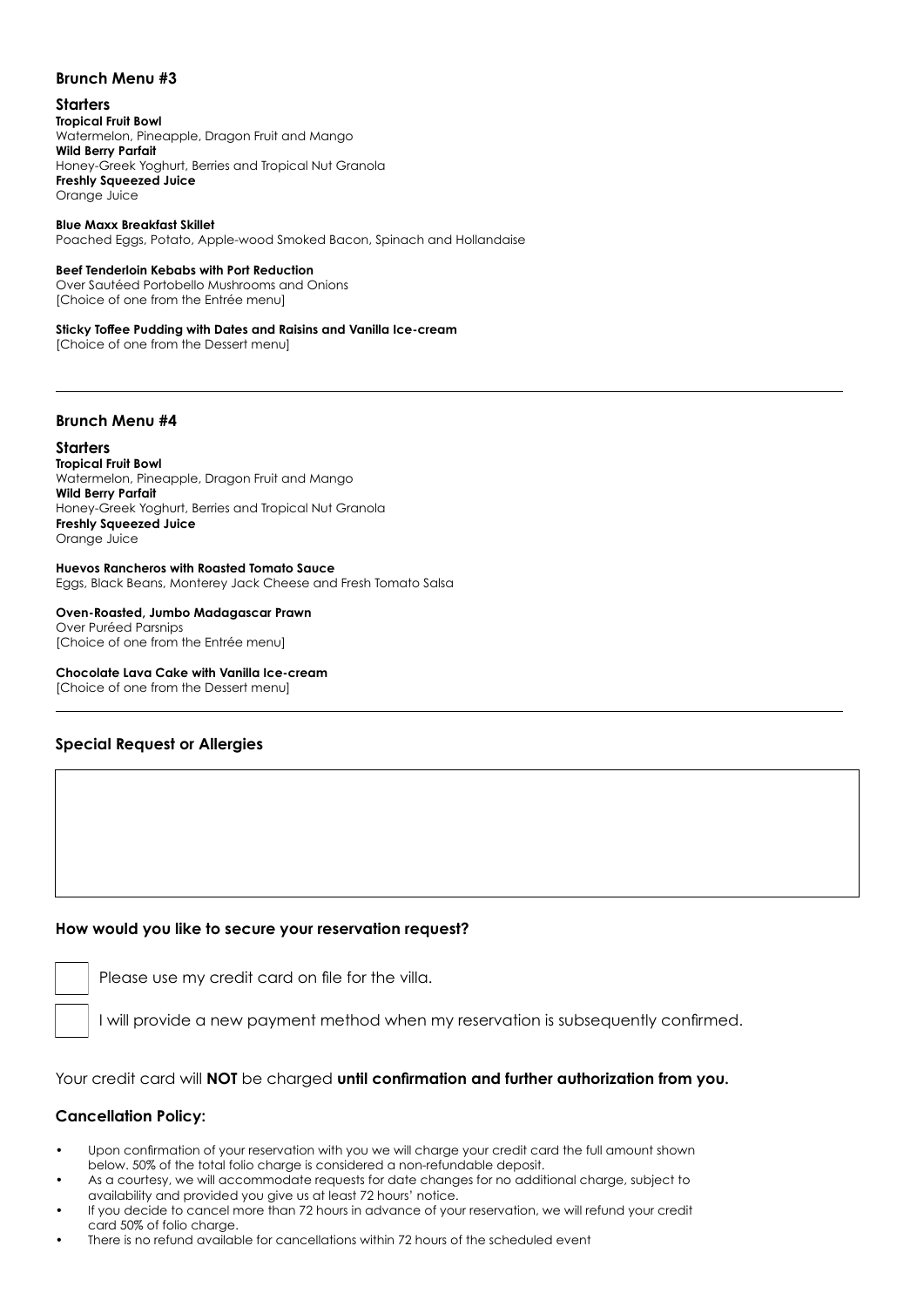## Brunch Menu #3

### Starters

**Tropical Fruit Bowl**
Watermelon, Pineapple, Dragon Fruit and Mango
**Wild Berry Parfait**
Honey-Greek Yoghurt, Berries and Tropical Nut Granola
**Freshly Squeezed Juice**
Orange Juice

**Blue Maxx Breakfast Skillet**
Poached Eggs, Potato, Apple-wood Smoked Bacon, Spinach and Hollandaise

**Beef Tenderloin Kebabs with Port Reduction**
Over Sautéed Portobello Mushrooms and Onions
[Choice of one from the Entrée menu]

**Sticky Toffee Pudding with Dates and Raisins and Vanilla Ice-cream**
[Choice of one from the Dessert menu]

---

## Brunch Menu #4

### Starters

**Tropical Fruit Bowl**
Watermelon, Pineapple, Dragon Fruit and Mango
**Wild Berry Parfait**
Honey-Greek Yoghurt, Berries and Tropical Nut Granola
**Freshly Squeezed Juice**
Orange Juice

**Huevos Rancheros with Roasted Tomato Sauce**
Eggs, Black Beans, Monterey Jack Cheese and Fresh Tomato Salsa

**Oven-Roasted, Jumbo Madagascar Prawn**
Over Puréed Parsnips
[Choice of one from the Entrée menu]

**Chocolate Lava Cake with Vanilla Ice-cream**
[Choice of one from the Dessert menu]

---

## Special Request or Allergies

## How would you like to secure your reservation request?

- [ ] Please use my credit card on file for the villa.
- [ ] I will provide a new payment method when my reservation is subsequently confirmed.

Your credit card will **NOT** be charged **until confirmation and further authorization from you.**

## Cancellation Policy:

- Upon confirmation of your reservation with you we will charge your credit card the full amount shown below. 50% of the total folio charge is considered a non-refundable deposit.
- As a courtesy, we will accommodate requests for date changes for no additional charge, subject to availability and provided you give us at least 72 hours' notice.
- If you decide to cancel more than 72 hours in advance of your reservation, we will refund your credit card 50% of folio charge.
- There is no refund available for cancellations within 72 hours of the scheduled event